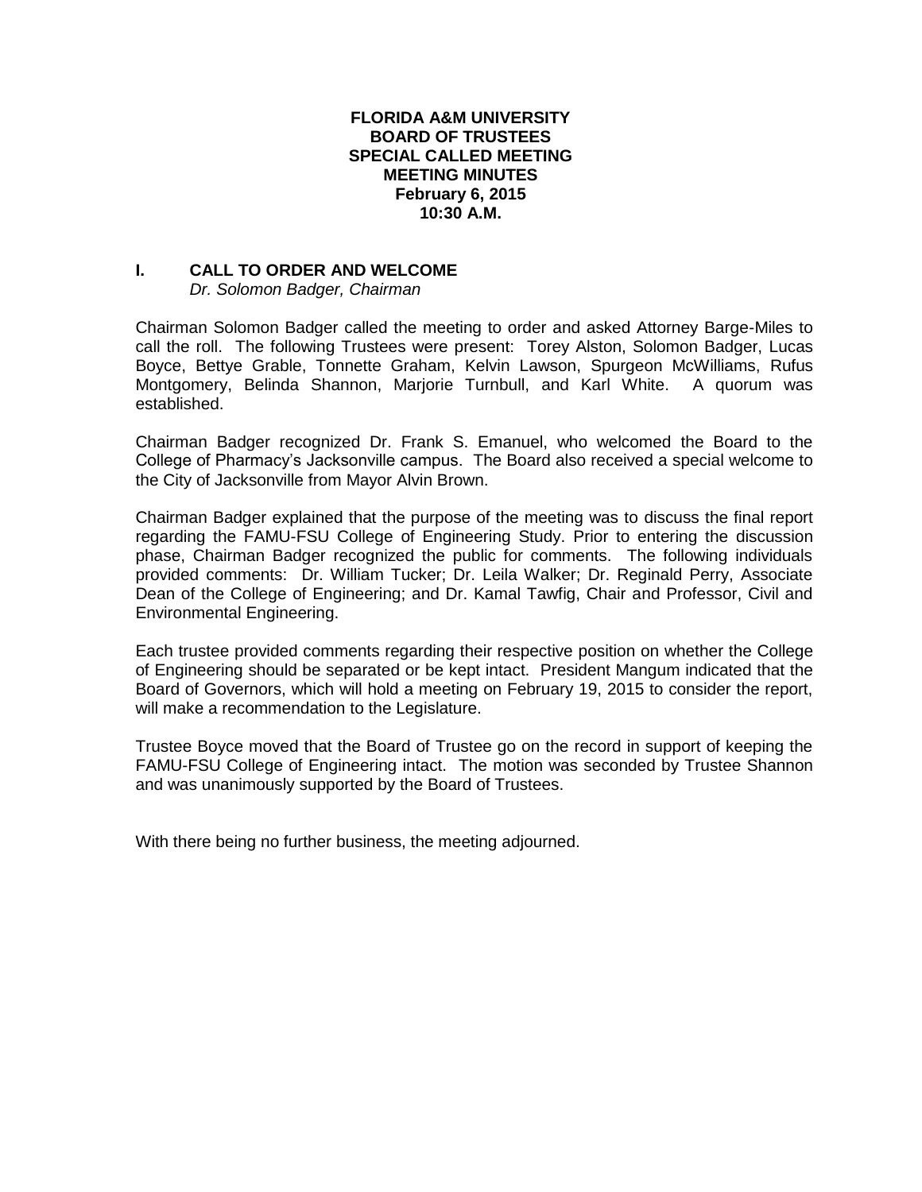**FLORIDA A&M UNIVERSITY**
**BOARD OF TRUSTEES**
**SPECIAL CALLED MEETING**
**MEETING MINUTES**
**February 6, 2015**
**10:30 A.M.**

## I. CALL TO ORDER AND WELCOME

*Dr. Solomon Badger, Chairman*

Chairman Solomon Badger called the meeting to order and asked Attorney Barge-Miles to call the roll. The following Trustees were present: Torey Alston, Solomon Badger, Lucas Boyce, Bettye Grable, Tonnette Graham, Kelvin Lawson, Spurgeon McWilliams, Rufus Montgomery, Belinda Shannon, Marjorie Turnbull, and Karl White. A quorum was established.

Chairman Badger recognized Dr. Frank S. Emanuel, who welcomed the Board to the College of Pharmacy's Jacksonville campus. The Board also received a special welcome to the City of Jacksonville from Mayor Alvin Brown.

Chairman Badger explained that the purpose of the meeting was to discuss the final report regarding the FAMU-FSU College of Engineering Study. Prior to entering the discussion phase, Chairman Badger recognized the public for comments. The following individuals provided comments: Dr. William Tucker; Dr. Leila Walker; Dr. Reginald Perry, Associate Dean of the College of Engineering; and Dr. Kamal Tawfig, Chair and Professor, Civil and Environmental Engineering.

Each trustee provided comments regarding their respective position on whether the College of Engineering should be separated or be kept intact. President Mangum indicated that the Board of Governors, which will hold a meeting on February 19, 2015 to consider the report, will make a recommendation to the Legislature.

Trustee Boyce moved that the Board of Trustee go on the record in support of keeping the FAMU-FSU College of Engineering intact. The motion was seconded by Trustee Shannon and was unanimously supported by the Board of Trustees.

With there being no further business, the meeting adjourned.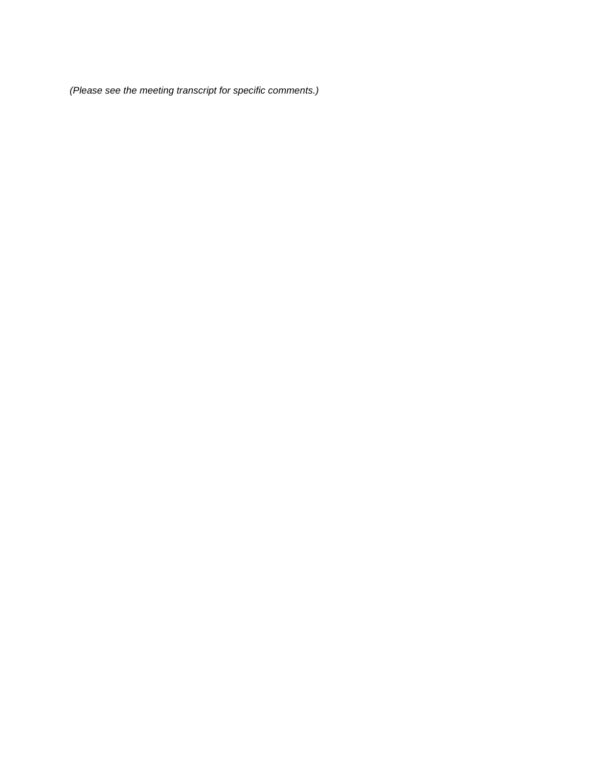*(Please see the meeting transcript for specific comments.)*